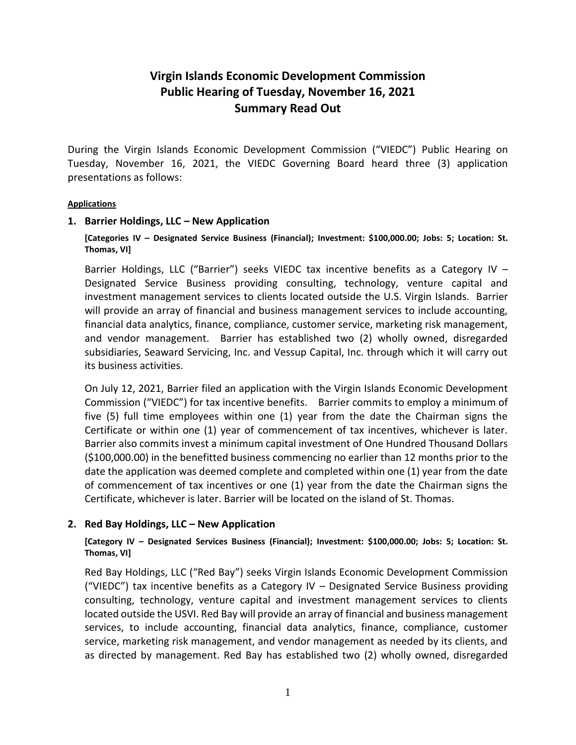# Virgin Islands Economic Development Commission
# Public Hearing of Tuesday, November 16, 2021
# Summary Read Out

During the Virgin Islands Economic Development Commission ("VIEDC") Public Hearing on Tuesday, November 16, 2021, the VIEDC Governing Board heard three (3) application presentations as follows:

**Applications**

## 1. Barrier Holdings, LLC – New Application

**[Categories IV – Designated Service Business (Financial); Investment: $100,000.00; Jobs: 5; Location: St. Thomas, VI]**

Barrier Holdings, LLC ("Barrier") seeks VIEDC tax incentive benefits as a Category IV – Designated Service Business providing consulting, technology, venture capital and investment management services to clients located outside the U.S. Virgin Islands. Barrier will provide an array of financial and business management services to include accounting, financial data analytics, finance, compliance, customer service, marketing risk management, and vendor management. Barrier has established two (2) wholly owned, disregarded subsidiaries, Seaward Servicing, Inc. and Vessup Capital, Inc. through which it will carry out its business activities.

On July 12, 2021, Barrier filed an application with the Virgin Islands Economic Development Commission ("VIEDC") for tax incentive benefits. Barrier commits to employ a minimum of five (5) full time employees within one (1) year from the date the Chairman signs the Certificate or within one (1) year of commencement of tax incentives, whichever is later. Barrier also commits invest a minimum capital investment of One Hundred Thousand Dollars ($100,000.00) in the benefitted business commencing no earlier than 12 months prior to the date the application was deemed complete and completed within one (1) year from the date of commencement of tax incentives or one (1) year from the date the Chairman signs the Certificate, whichever is later. Barrier will be located on the island of St. Thomas.

## 2. Red Bay Holdings, LLC – New Application

**[Category IV – Designated Services Business (Financial); Investment: $100,000.00; Jobs: 5; Location: St. Thomas, VI]**

Red Bay Holdings, LLC ("Red Bay") seeks Virgin Islands Economic Development Commission ("VIEDC") tax incentive benefits as a Category IV – Designated Service Business providing consulting, technology, venture capital and investment management services to clients located outside the USVI. Red Bay will provide an array of financial and business management services, to include accounting, financial data analytics, finance, compliance, customer service, marketing risk management, and vendor management as needed by its clients, and as directed by management. Red Bay has established two (2) wholly owned, disregarded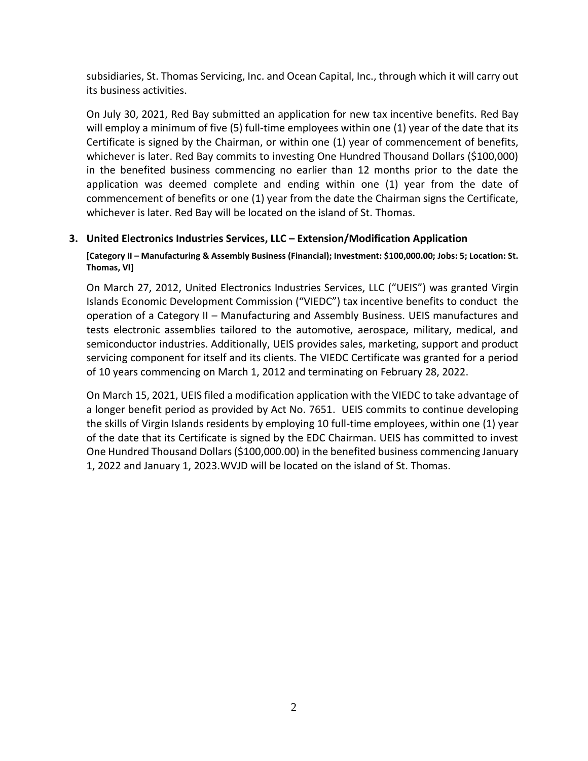subsidiaries, St. Thomas Servicing, Inc. and Ocean Capital, Inc., through which it will carry out its business activities.

On July 30, 2021, Red Bay submitted an application for new tax incentive benefits. Red Bay will employ a minimum of five (5) full-time employees within one (1) year of the date that its Certificate is signed by the Chairman, or within one (1) year of commencement of benefits, whichever is later. Red Bay commits to investing One Hundred Thousand Dollars ($100,000) in the benefited business commencing no earlier than 12 months prior to the date the application was deemed complete and ending within one (1) year from the date of commencement of benefits or one (1) year from the date the Chairman signs the Certificate, whichever is later. Red Bay will be located on the island of St. Thomas.

### 3. United Electronics Industries Services, LLC – Extension/Modification Application

**[Category II – Manufacturing & Assembly Business (Financial); Investment: $100,000.00; Jobs: 5; Location: St. Thomas, VI]**

On March 27, 2012, United Electronics Industries Services, LLC ("UEIS") was granted Virgin Islands Economic Development Commission ("VIEDC") tax incentive benefits to conduct the operation of a Category II – Manufacturing and Assembly Business. UEIS manufactures and tests electronic assemblies tailored to the automotive, aerospace, military, medical, and semiconductor industries. Additionally, UEIS provides sales, marketing, support and product servicing component for itself and its clients. The VIEDC Certificate was granted for a period of 10 years commencing on March 1, 2012 and terminating on February 28, 2022.

On March 15, 2021, UEIS filed a modification application with the VIEDC to take advantage of a longer benefit period as provided by Act No. 7651. UEIS commits to continue developing the skills of Virgin Islands residents by employing 10 full-time employees, within one (1) year of the date that its Certificate is signed by the EDC Chairman. UEIS has committed to invest One Hundred Thousand Dollars ($100,000.00) in the benefited business commencing January 1, 2022 and January 1, 2023.WVJD will be located on the island of St. Thomas.